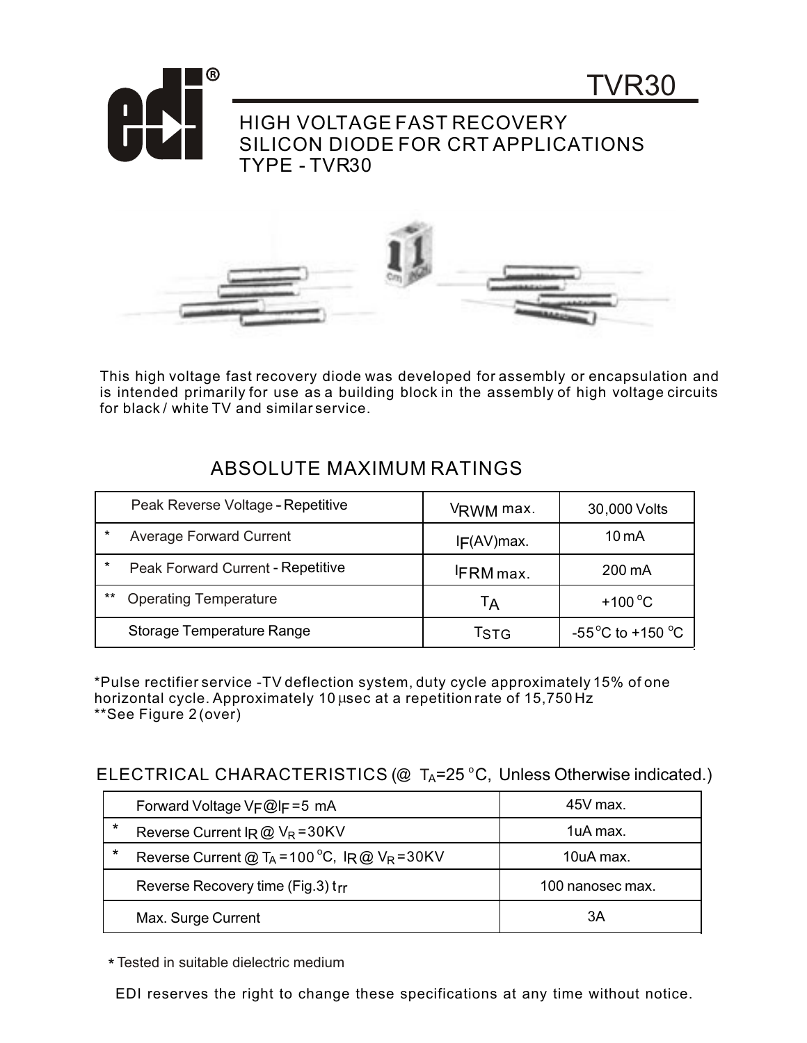# TVR30

## HIGH VOLTAGE FAST RECOVERY SILICON DIODE FOR CRT APPLICATIONS TYPE - TVR30

This high voltage fast recovery diode was developed for assembly or encapsulation and is intended primarily for use as a building block in the assembly of high voltage circuits for black / white TV and similar service.

## ABSOLUTE MAXIMUM RATINGS

| Parameter | Symbol | Value |
|---|---|---|
| Peak Reverse Voltage - Repetitive | $V_{RWM}$ max. | 30,000 Volts |
| * Average Forward Current | $I_F$(AV)max. | 10 mA |
| * Peak Forward Current - Repetitive | $I_{FRM}$ max. | 200 mA |
| ** Operating Temperature | $T_A$ | +100 °C |
| Storage Temperature Range | $T_{STG}$ | -55°C to +150 °C |

*Pulse rectifier service -TV deflection system, duty cycle approximately 15% of one horizontal cycle. Approximately 10 µsec at a repetition rate of 15,750 Hz
**See Figure 2 (over)

## ELECTRICAL CHARACTERISTICS (@ $T_A$=25 °C, Unless Otherwise indicated.)

| Parameter | Value |
|---|---|
| Forward Voltage $V_F$@$I_F$ =5 mA | 45V max. |
| * Reverse Current $I_R$ @ $V_R$ =30KV | 1uA max. |
| * Reverse Current @ $T_A$ =100 °C, $I_R$ @ $V_R$ =30KV | 10uA max. |
| Reverse Recovery time (Fig.3) $t_{rr}$ | 100 nanosec max. |
| Max. Surge Current | 3A |

* Tested in suitable dielectric medium

EDI reserves the right to change these specifications at any time without notice.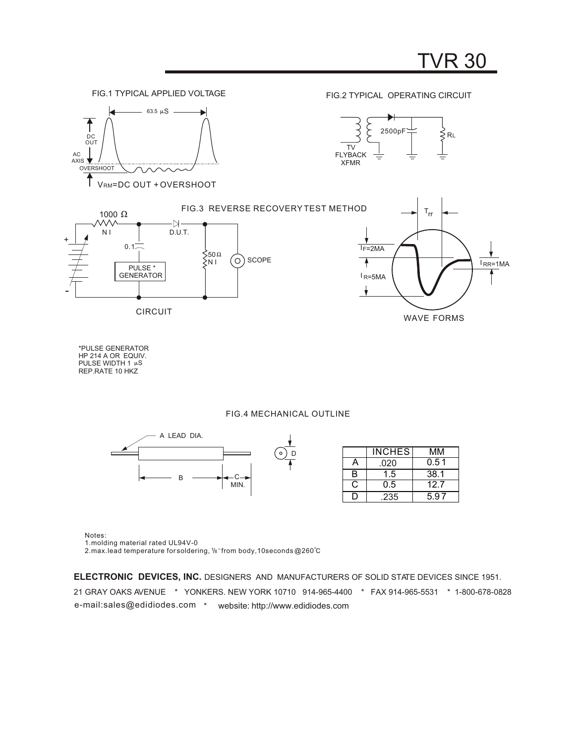# TVR 30

FIG.1 TYPICAL APPLIED VOLTAGE

63.5 µS

DC OUT

AC AXIS

OVERSHOOT

$V_{RM}$=DC OUT + OVERSHOOT

FIG.2 TYPICAL OPERATING CIRCUIT

TV FLYBACK XFMR

2500pF

$R_L$

FIG.3 REVERSE RECOVERY TEST METHOD

1000 Ω

N I

D.U.T.

0.1

50 Ω N I

SCOPE

PULSE * GENERATOR

CIRCUIT

$T_{rr}$

$I_F$=2MA

$I_R$=5MA

$I_{RR}$=1MA

WAVE FORMS

*PULSE GENERATOR
HP 214 A OR EQUIV.
PULSE WIDTH 1 µS
REP.RATE 10 HKZ

FIG.4 MECHANICAL OUTLINE

A LEAD DIA.

B

C MIN.

D

| | INCHES | MM |
|---|---|---|
| A | .020 | 0.51 |
| B | 1.5 | 38.1 |
| C | 0.5 | 12.7 |
| D | .235 | 5.97 |

Notes:
1.molding material rated UL94V-0
2.max.lead temperature for soldering, 1/8" from body,10seconds @260°C

**ELECTRONIC DEVICES, INC.** DESIGNERS AND MANUFACTURERS OF SOLID STATE DEVICES SINCE 1951.
21 GRAY OAKS AVENUE * YONKERS. NEW YORK 10710 914-965-4400 * FAX 914-965-5531 * 1-800-678-0828
e-mail:sales@edidiodes.com * website: http://www.edidiodes.com